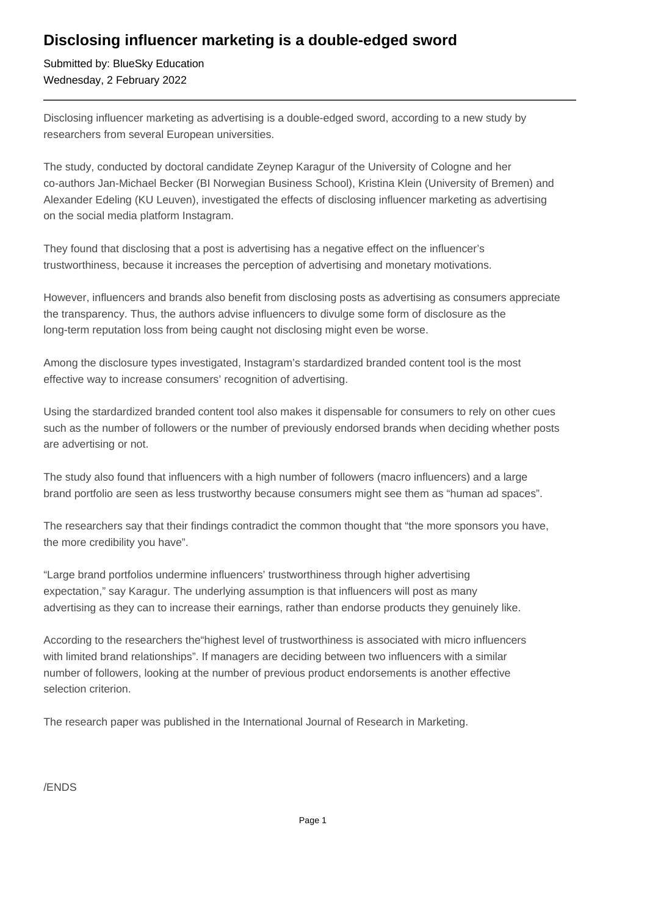# Disclosing influencer marketing is a double-edged sword

Submitted by: BlueSky Education
Wednesday, 2 February 2022

---

Disclosing influencer marketing as advertising is a double-edged sword, according to a new study by researchers from several European universities.

The study, conducted by doctoral candidate Zeynep Karagur of the University of Cologne and her co-authors Jan-Michael Becker (BI Norwegian Business School), Kristina Klein (University of Bremen) and Alexander Edeling (KU Leuven), investigated the effects of disclosing influencer marketing as advertising on the social media platform Instagram.

They found that disclosing that a post is advertising has a negative effect on the influencer's trustworthiness, because it increases the perception of advertising and monetary motivations.

However, influencers and brands also benefit from disclosing posts as advertising as consumers appreciate the transparency. Thus, the authors advise influencers to divulge some form of disclosure as the long-term reputation loss from being caught not disclosing might even be worse.

Among the disclosure types investigated, Instagram's stardardized branded content tool is the most effective way to increase consumers' recognition of advertising.

Using the stardardized branded content tool also makes it dispensable for consumers to rely on other cues such as the number of followers or the number of previously endorsed brands when deciding whether posts are advertising or not.

The study also found that influencers with a high number of followers (macro influencers) and a large brand portfolio are seen as less trustworthy because consumers might see them as "human ad spaces".

The researchers say that their findings contradict the common thought that "the more sponsors you have, the more credibility you have".

"Large brand portfolios undermine influencers' trustworthiness through higher advertising expectation," say Karagur. The underlying assumption is that influencers will post as many advertising as they can to increase their earnings, rather than endorse products they genuinely like.

According to the researchers the"highest level of trustworthiness is associated with micro influencers with limited brand relationships". If managers are deciding between two influencers with a similar number of followers, looking at the number of previous product endorsements is another effective selection criterion.

The research paper was published in the International Journal of Research in Marketing.

/ENDS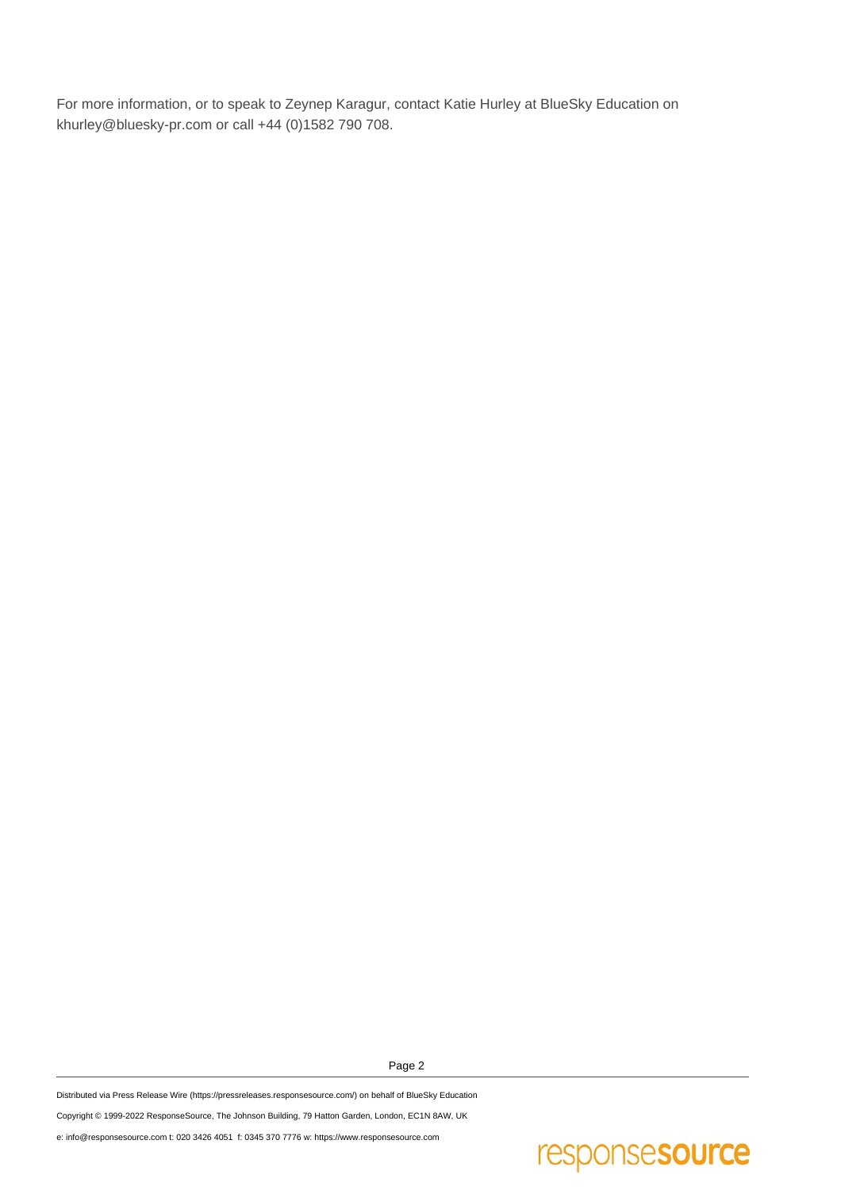For more information, or to speak to Zeynep Karagur, contact Katie Hurley at BlueSky Education on khurley@bluesky-pr.com or call +44 (0)1582 790 708.